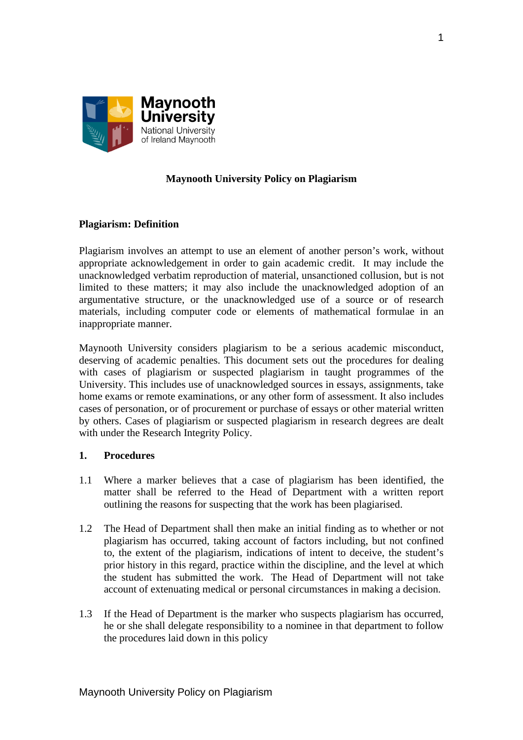Maynooth University
National University of Ireland Maynooth

# Maynooth University Policy on Plagiarism

## Plagiarism: Definition

Plagiarism involves an attempt to use an element of another person's work, without appropriate acknowledgement in order to gain academic credit. It may include the unacknowledged verbatim reproduction of material, unsanctioned collusion, but is not limited to these matters; it may also include the unacknowledged adoption of an argumentative structure, or the unacknowledged use of a source or of research materials, including computer code or elements of mathematical formulae in an inappropriate manner.

Maynooth University considers plagiarism to be a serious academic misconduct, deserving of academic penalties. This document sets out the procedures for dealing with cases of plagiarism or suspected plagiarism in taught programmes of the University. This includes use of unacknowledged sources in essays, assignments, take home exams or remote examinations, or any other form of assessment. It also includes cases of personation, or of procurement or purchase of essays or other material written by others. Cases of plagiarism or suspected plagiarism in research degrees are dealt with under the Research Integrity Policy.

## 1. Procedures

1.1 Where a marker believes that a case of plagiarism has been identified, the matter shall be referred to the Head of Department with a written report outlining the reasons for suspecting that the work has been plagiarised.

1.2 The Head of Department shall then make an initial finding as to whether or not plagiarism has occurred, taking account of factors including, but not confined to, the extent of the plagiarism, indications of intent to deceive, the student's prior history in this regard, practice within the discipline, and the level at which the student has submitted the work. The Head of Department will not take account of extenuating medical or personal circumstances in making a decision.

1.3 If the Head of Department is the marker who suspects plagiarism has occurred, he or she shall delegate responsibility to a nominee in that department to follow the procedures laid down in this policy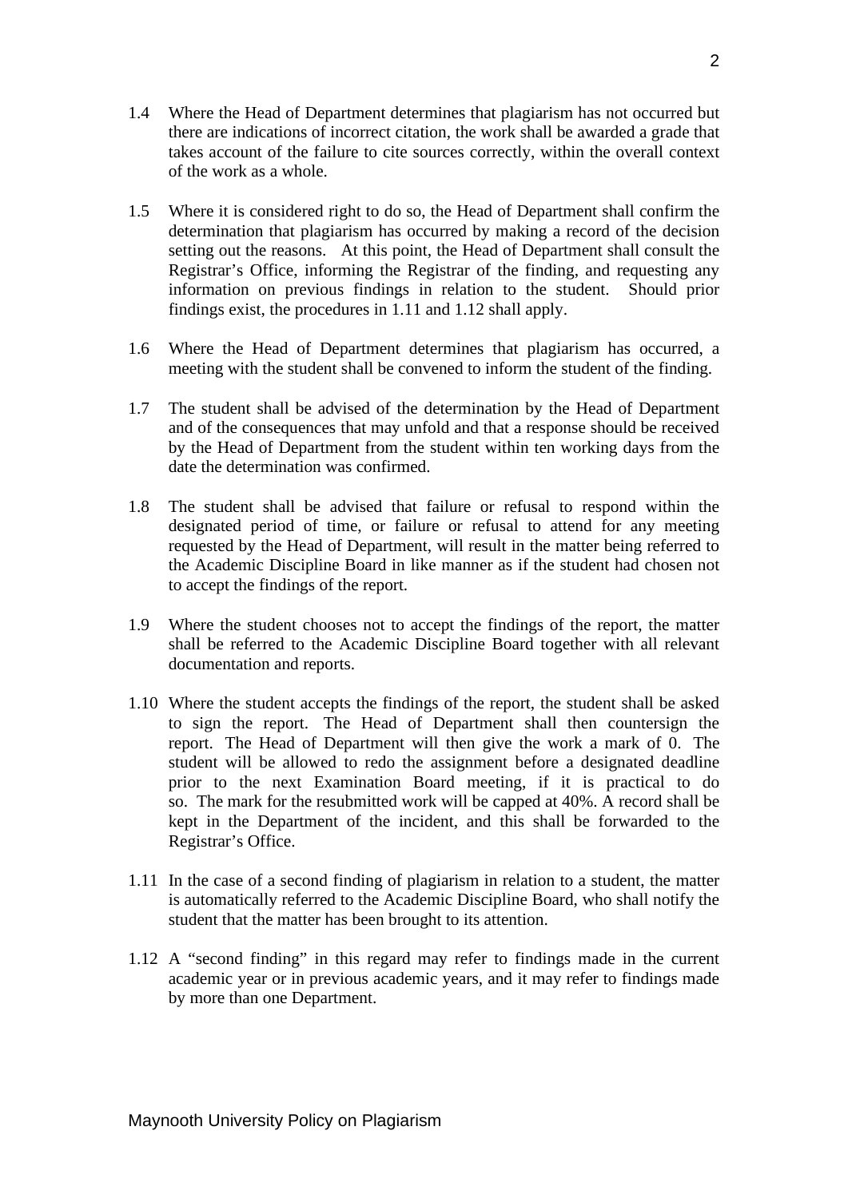1.4 Where the Head of Department determines that plagiarism has not occurred but there are indications of incorrect citation, the work shall be awarded a grade that takes account of the failure to cite sources correctly, within the overall context of the work as a whole.

1.5 Where it is considered right to do so, the Head of Department shall confirm the determination that plagiarism has occurred by making a record of the decision setting out the reasons. At this point, the Head of Department shall consult the Registrar's Office, informing the Registrar of the finding, and requesting any information on previous findings in relation to the student. Should prior findings exist, the procedures in 1.11 and 1.12 shall apply.

1.6 Where the Head of Department determines that plagiarism has occurred, a meeting with the student shall be convened to inform the student of the finding.

1.7 The student shall be advised of the determination by the Head of Department and of the consequences that may unfold and that a response should be received by the Head of Department from the student within ten working days from the date the determination was confirmed.

1.8 The student shall be advised that failure or refusal to respond within the designated period of time, or failure or refusal to attend for any meeting requested by the Head of Department, will result in the matter being referred to the Academic Discipline Board in like manner as if the student had chosen not to accept the findings of the report.

1.9 Where the student chooses not to accept the findings of the report, the matter shall be referred to the Academic Discipline Board together with all relevant documentation and reports.

1.10 Where the student accepts the findings of the report, the student shall be asked to sign the report. The Head of Department shall then countersign the report. The Head of Department will then give the work a mark of 0. The student will be allowed to redo the assignment before a designated deadline prior to the next Examination Board meeting, if it is practical to do so. The mark for the resubmitted work will be capped at 40%. A record shall be kept in the Department of the incident, and this shall be forwarded to the Registrar's Office.

1.11 In the case of a second finding of plagiarism in relation to a student, the matter is automatically referred to the Academic Discipline Board, who shall notify the student that the matter has been brought to its attention.

1.12 A "second finding" in this regard may refer to findings made in the current academic year or in previous academic years, and it may refer to findings made by more than one Department.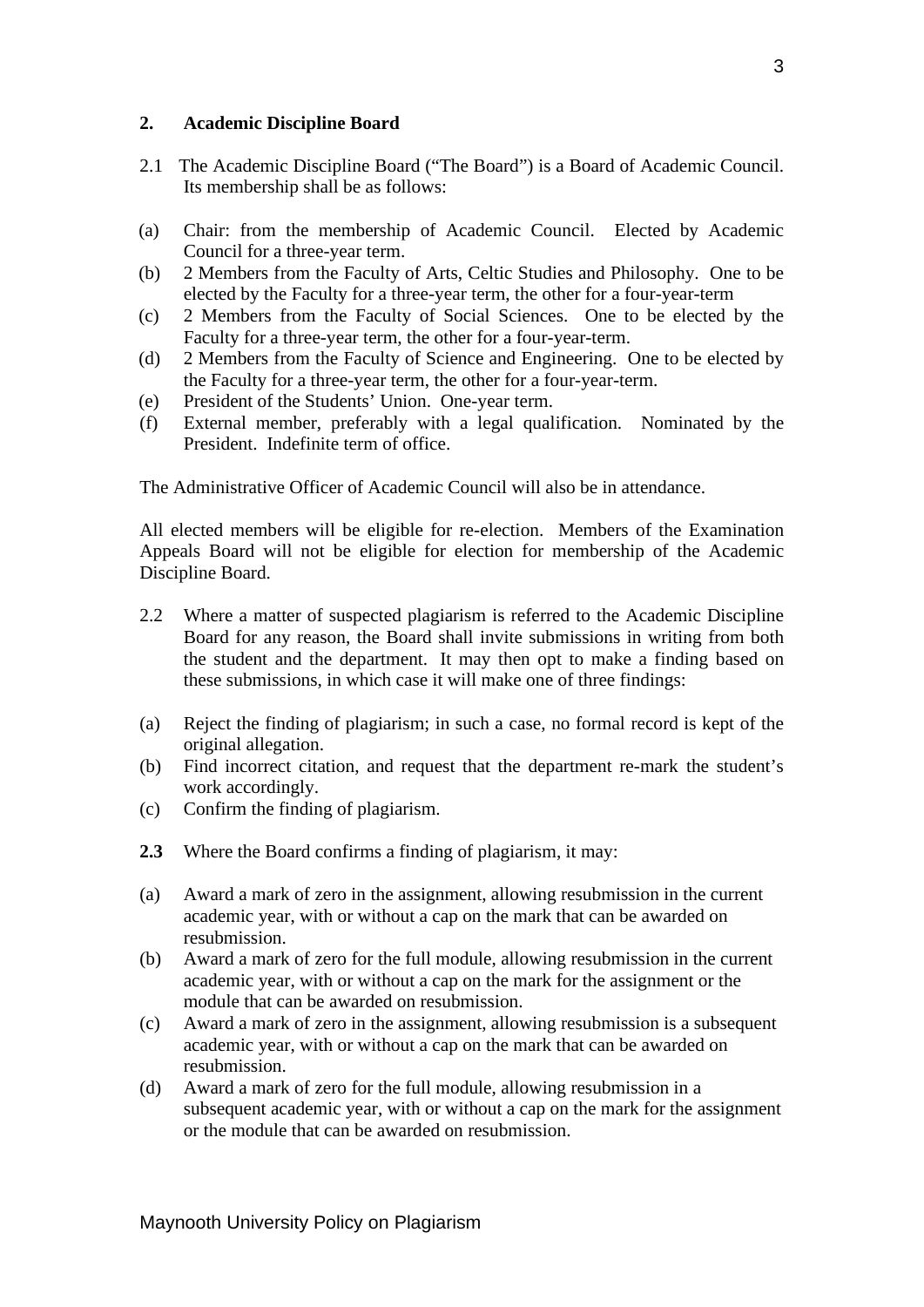## 2. Academic Discipline Board

2.1 The Academic Discipline Board ("The Board") is a Board of Academic Council. Its membership shall be as follows:

(a) Chair: from the membership of Academic Council. Elected by Academic Council for a three-year term.
(b) 2 Members from the Faculty of Arts, Celtic Studies and Philosophy. One to be elected by the Faculty for a three-year term, the other for a four-year-term
(c) 2 Members from the Faculty of Social Sciences. One to be elected by the Faculty for a three-year term, the other for a four-year-term.
(d) 2 Members from the Faculty of Science and Engineering. One to be elected by the Faculty for a three-year term, the other for a four-year-term.
(e) President of the Students' Union. One-year term.
(f) External member, preferably with a legal qualification. Nominated by the President. Indefinite term of office.

The Administrative Officer of Academic Council will also be in attendance.

All elected members will be eligible for re-election. Members of the Examination Appeals Board will not be eligible for election for membership of the Academic Discipline Board.

2.2 Where a matter of suspected plagiarism is referred to the Academic Discipline Board for any reason, the Board shall invite submissions in writing from both the student and the department. It may then opt to make a finding based on these submissions, in which case it will make one of three findings:

(a) Reject the finding of plagiarism; in such a case, no formal record is kept of the original allegation.
(b) Find incorrect citation, and request that the department re-mark the student's work accordingly.
(c) Confirm the finding of plagiarism.

**2.3** Where the Board confirms a finding of plagiarism, it may:

(a) Award a mark of zero in the assignment, allowing resubmission in the current academic year, with or without a cap on the mark that can be awarded on resubmission.
(b) Award a mark of zero for the full module, allowing resubmission in the current academic year, with or without a cap on the mark for the assignment or the module that can be awarded on resubmission.
(c) Award a mark of zero in the assignment, allowing resubmission is a subsequent academic year, with or without a cap on the mark that can be awarded on resubmission.
(d) Award a mark of zero for the full module, allowing resubmission in a subsequent academic year, with or without a cap on the mark for the assignment or the module that can be awarded on resubmission.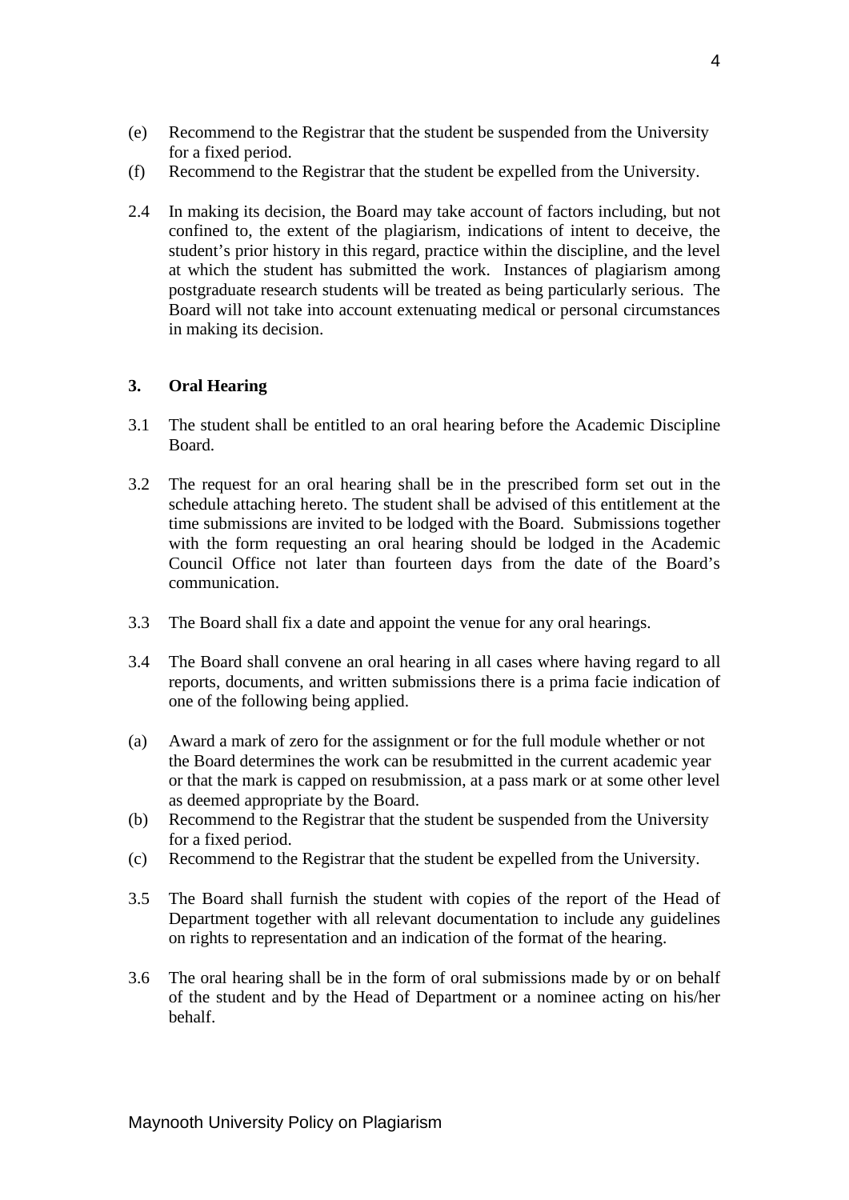(e) Recommend to the Registrar that the student be suspended from the University for a fixed period.

(f) Recommend to the Registrar that the student be expelled from the University.

2.4 In making its decision, the Board may take account of factors including, but not confined to, the extent of the plagiarism, indications of intent to deceive, the student's prior history in this regard, practice within the discipline, and the level at which the student has submitted the work. Instances of plagiarism among postgraduate research students will be treated as being particularly serious. The Board will not take into account extenuating medical or personal circumstances in making its decision.

## 3. Oral Hearing

3.1 The student shall be entitled to an oral hearing before the Academic Discipline Board.

3.2 The request for an oral hearing shall be in the prescribed form set out in the schedule attaching hereto. The student shall be advised of this entitlement at the time submissions are invited to be lodged with the Board. Submissions together with the form requesting an oral hearing should be lodged in the Academic Council Office not later than fourteen days from the date of the Board's communication.

3.3 The Board shall fix a date and appoint the venue for any oral hearings.

3.4 The Board shall convene an oral hearing in all cases where having regard to all reports, documents, and written submissions there is a prima facie indication of one of the following being applied.

(a) Award a mark of zero for the assignment or for the full module whether or not the Board determines the work can be resubmitted in the current academic year or that the mark is capped on resubmission, at a pass mark or at some other level as deemed appropriate by the Board.

(b) Recommend to the Registrar that the student be suspended from the University for a fixed period.

(c) Recommend to the Registrar that the student be expelled from the University.

3.5 The Board shall furnish the student with copies of the report of the Head of Department together with all relevant documentation to include any guidelines on rights to representation and an indication of the format of the hearing.

3.6 The oral hearing shall be in the form of oral submissions made by or on behalf of the student and by the Head of Department or a nominee acting on his/her behalf.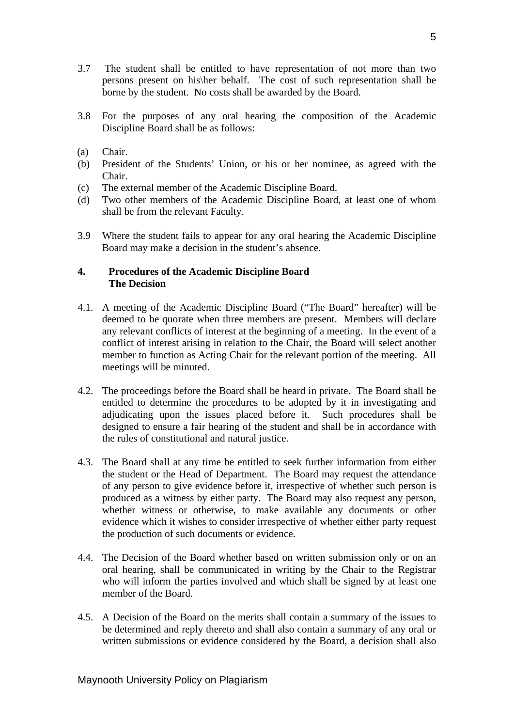3.7 The student shall be entitled to have representation of not more than two persons present on his\her behalf. The cost of such representation shall be borne by the student. No costs shall be awarded by the Board.

3.8 For the purposes of any oral hearing the composition of the Academic Discipline Board shall be as follows:

(a) Chair.
(b) President of the Students' Union, or his or her nominee, as agreed with the Chair.
(c) The external member of the Academic Discipline Board.
(d) Two other members of the Academic Discipline Board, at least one of whom shall be from the relevant Faculty.

3.9 Where the student fails to appear for any oral hearing the Academic Discipline Board may make a decision in the student's absence.

**4. Procedures of the Academic Discipline Board**
**The Decision**

4.1. A meeting of the Academic Discipline Board ("The Board" hereafter) will be deemed to be quorate when three members are present. Members will declare any relevant conflicts of interest at the beginning of a meeting. In the event of a conflict of interest arising in relation to the Chair, the Board will select another member to function as Acting Chair for the relevant portion of the meeting. All meetings will be minuted.

4.2. The proceedings before the Board shall be heard in private. The Board shall be entitled to determine the procedures to be adopted by it in investigating and adjudicating upon the issues placed before it. Such procedures shall be designed to ensure a fair hearing of the student and shall be in accordance with the rules of constitutional and natural justice.

4.3. The Board shall at any time be entitled to seek further information from either the student or the Head of Department. The Board may request the attendance of any person to give evidence before it, irrespective of whether such person is produced as a witness by either party. The Board may also request any person, whether witness or otherwise, to make available any documents or other evidence which it wishes to consider irrespective of whether either party request the production of such documents or evidence.

4.4. The Decision of the Board whether based on written submission only or on an oral hearing, shall be communicated in writing by the Chair to the Registrar who will inform the parties involved and which shall be signed by at least one member of the Board.

4.5. A Decision of the Board on the merits shall contain a summary of the issues to be determined and reply thereto and shall also contain a summary of any oral or written submissions or evidence considered by the Board, a decision shall also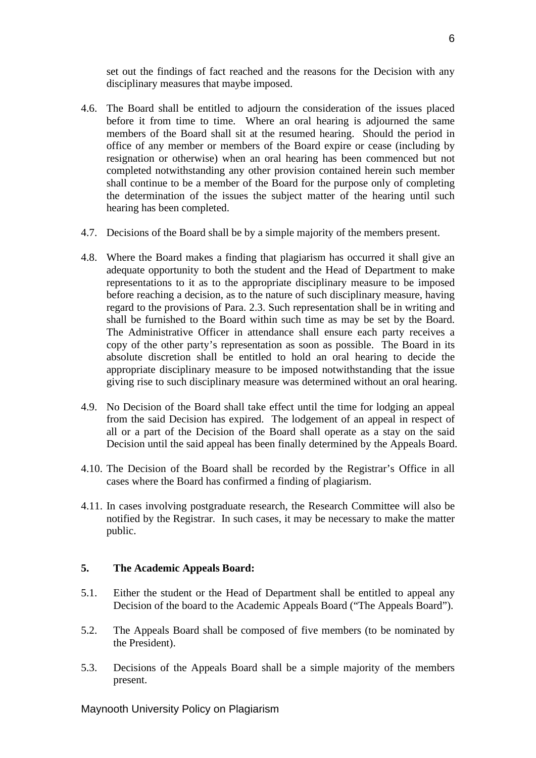set out the findings of fact reached and the reasons for the Decision with any disciplinary measures that maybe imposed.

4.6. The Board shall be entitled to adjourn the consideration of the issues placed before it from time to time. Where an oral hearing is adjourned the same members of the Board shall sit at the resumed hearing. Should the period in office of any member or members of the Board expire or cease (including by resignation or otherwise) when an oral hearing has been commenced but not completed notwithstanding any other provision contained herein such member shall continue to be a member of the Board for the purpose only of completing the determination of the issues the subject matter of the hearing until such hearing has been completed.

4.7. Decisions of the Board shall be by a simple majority of the members present.

4.8. Where the Board makes a finding that plagiarism has occurred it shall give an adequate opportunity to both the student and the Head of Department to make representations to it as to the appropriate disciplinary measure to be imposed before reaching a decision, as to the nature of such disciplinary measure, having regard to the provisions of Para. 2.3. Such representation shall be in writing and shall be furnished to the Board within such time as may be set by the Board. The Administrative Officer in attendance shall ensure each party receives a copy of the other party's representation as soon as possible. The Board in its absolute discretion shall be entitled to hold an oral hearing to decide the appropriate disciplinary measure to be imposed notwithstanding that the issue giving rise to such disciplinary measure was determined without an oral hearing.

4.9. No Decision of the Board shall take effect until the time for lodging an appeal from the said Decision has expired. The lodgement of an appeal in respect of all or a part of the Decision of the Board shall operate as a stay on the said Decision until the said appeal has been finally determined by the Appeals Board.

4.10. The Decision of the Board shall be recorded by the Registrar's Office in all cases where the Board has confirmed a finding of plagiarism.

4.11. In cases involving postgraduate research, the Research Committee will also be notified by the Registrar. In such cases, it may be necessary to make the matter public.

## 5. The Academic Appeals Board:

5.1. Either the student or the Head of Department shall be entitled to appeal any Decision of the board to the Academic Appeals Board ("The Appeals Board").

5.2. The Appeals Board shall be composed of five members (to be nominated by the President).

5.3. Decisions of the Appeals Board shall be a simple majority of the members present.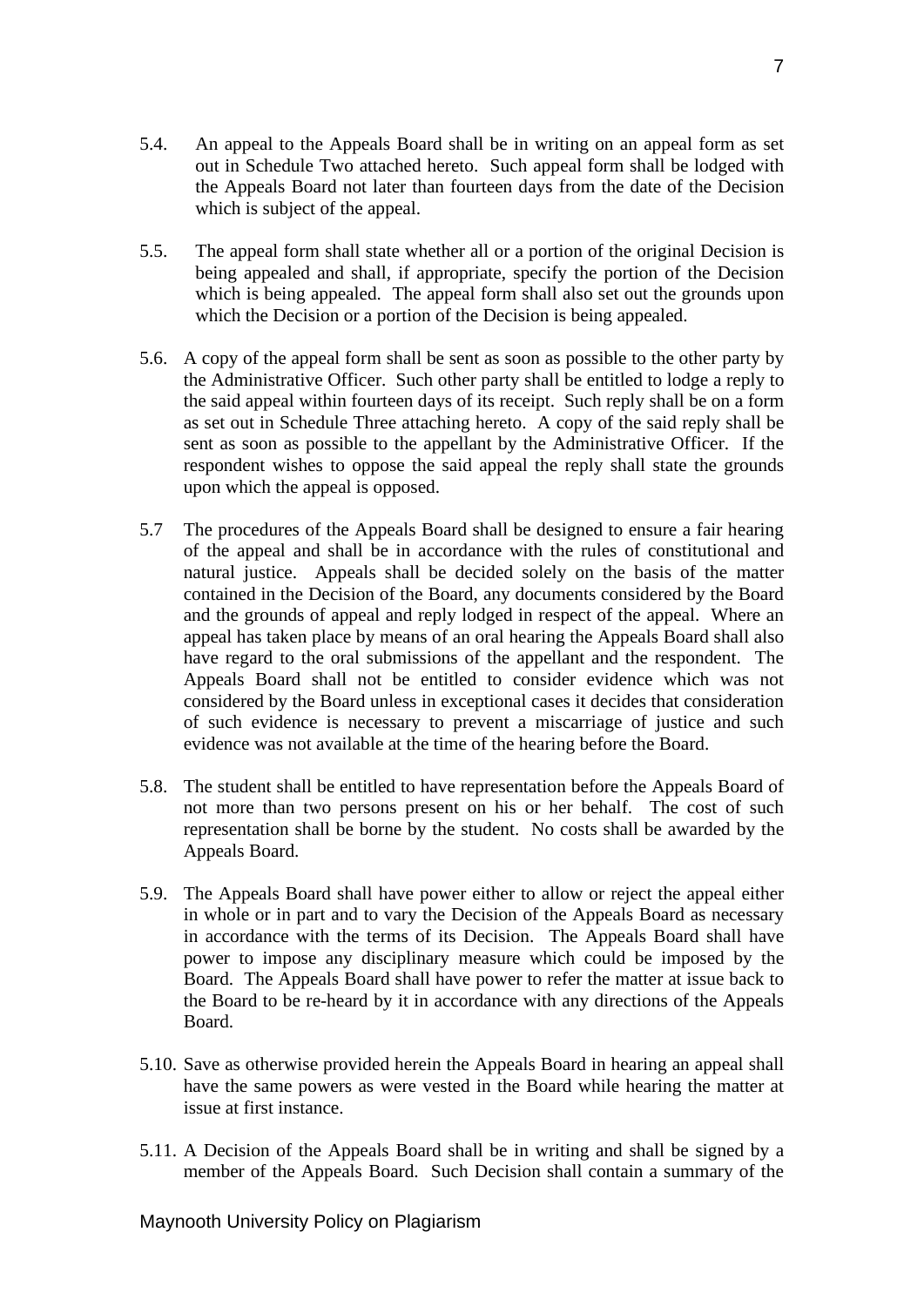5.4. An appeal to the Appeals Board shall be in writing on an appeal form as set out in Schedule Two attached hereto. Such appeal form shall be lodged with the Appeals Board not later than fourteen days from the date of the Decision which is subject of the appeal.

5.5. The appeal form shall state whether all or a portion of the original Decision is being appealed and shall, if appropriate, specify the portion of the Decision which is being appealed. The appeal form shall also set out the grounds upon which the Decision or a portion of the Decision is being appealed.

5.6. A copy of the appeal form shall be sent as soon as possible to the other party by the Administrative Officer. Such other party shall be entitled to lodge a reply to the said appeal within fourteen days of its receipt. Such reply shall be on a form as set out in Schedule Three attaching hereto. A copy of the said reply shall be sent as soon as possible to the appellant by the Administrative Officer. If the respondent wishes to oppose the said appeal the reply shall state the grounds upon which the appeal is opposed.

5.7 The procedures of the Appeals Board shall be designed to ensure a fair hearing of the appeal and shall be in accordance with the rules of constitutional and natural justice. Appeals shall be decided solely on the basis of the matter contained in the Decision of the Board, any documents considered by the Board and the grounds of appeal and reply lodged in respect of the appeal. Where an appeal has taken place by means of an oral hearing the Appeals Board shall also have regard to the oral submissions of the appellant and the respondent. The Appeals Board shall not be entitled to consider evidence which was not considered by the Board unless in exceptional cases it decides that consideration of such evidence is necessary to prevent a miscarriage of justice and such evidence was not available at the time of the hearing before the Board.

5.8. The student shall be entitled to have representation before the Appeals Board of not more than two persons present on his or her behalf. The cost of such representation shall be borne by the student. No costs shall be awarded by the Appeals Board.

5.9. The Appeals Board shall have power either to allow or reject the appeal either in whole or in part and to vary the Decision of the Appeals Board as necessary in accordance with the terms of its Decision. The Appeals Board shall have power to impose any disciplinary measure which could be imposed by the Board. The Appeals Board shall have power to refer the matter at issue back to the Board to be re-heard by it in accordance with any directions of the Appeals Board.

5.10. Save as otherwise provided herein the Appeals Board in hearing an appeal shall have the same powers as were vested in the Board while hearing the matter at issue at first instance.

5.11. A Decision of the Appeals Board shall be in writing and shall be signed by a member of the Appeals Board. Such Decision shall contain a summary of the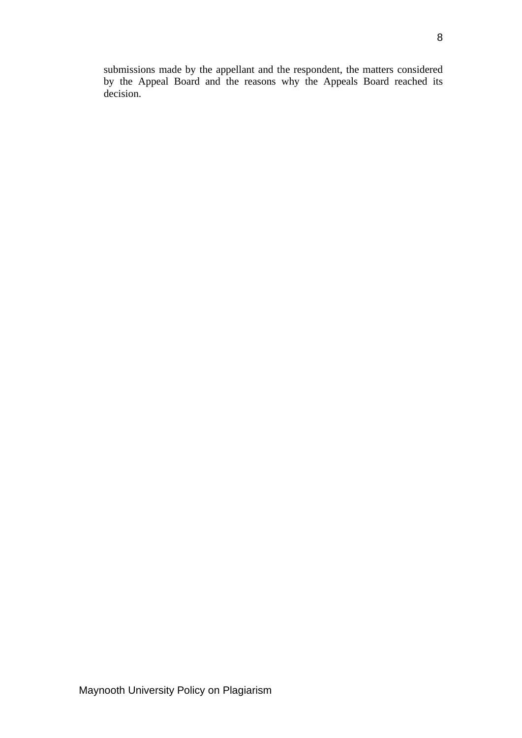submissions made by the appellant and the respondent, the matters considered by the Appeal Board and the reasons why the Appeals Board reached its decision.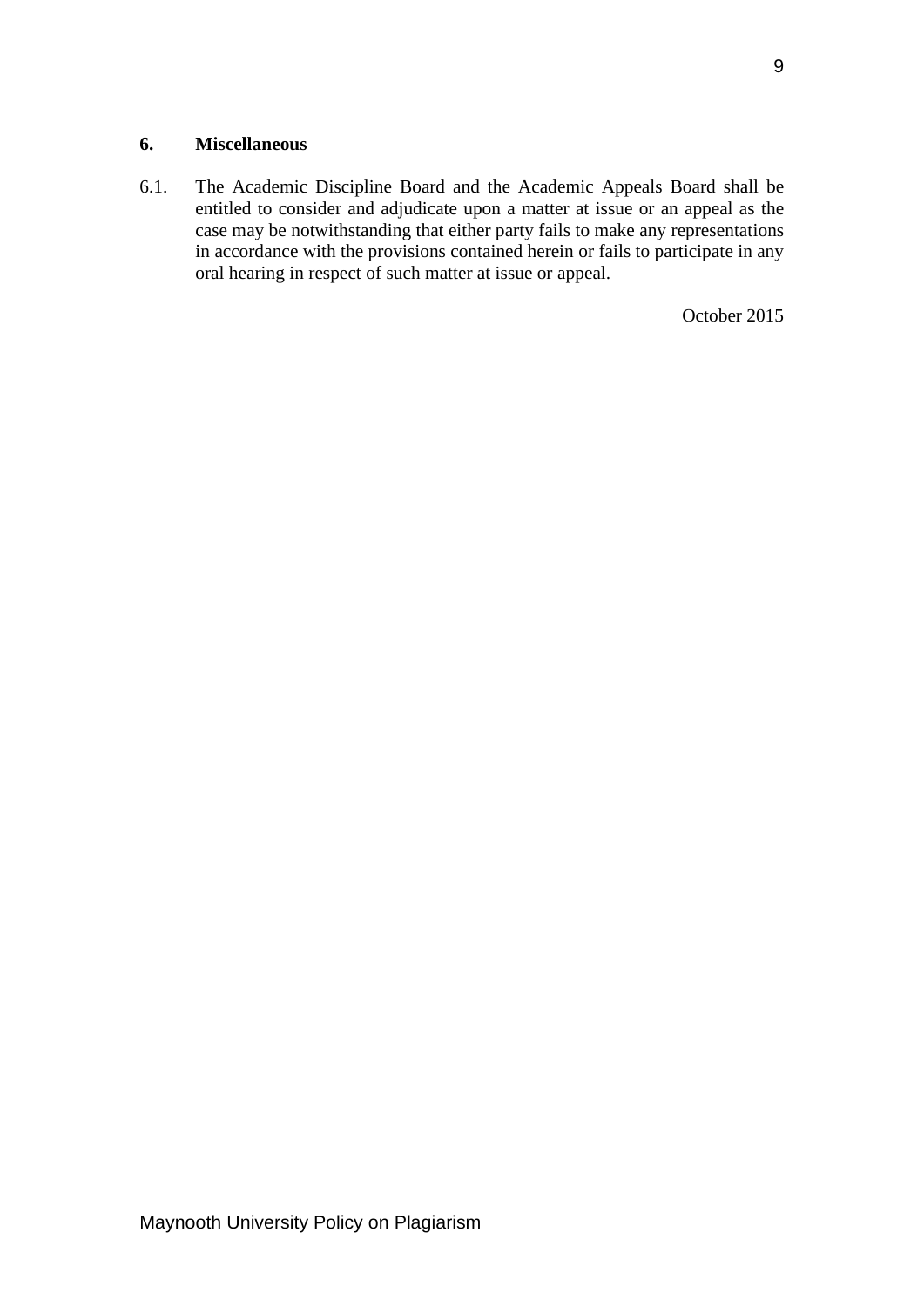## 6. Miscellaneous

6.1. The Academic Discipline Board and the Academic Appeals Board shall be entitled to consider and adjudicate upon a matter at issue or an appeal as the case may be notwithstanding that either party fails to make any representations in accordance with the provisions contained herein or fails to participate in any oral hearing in respect of such matter at issue or appeal.

October 2015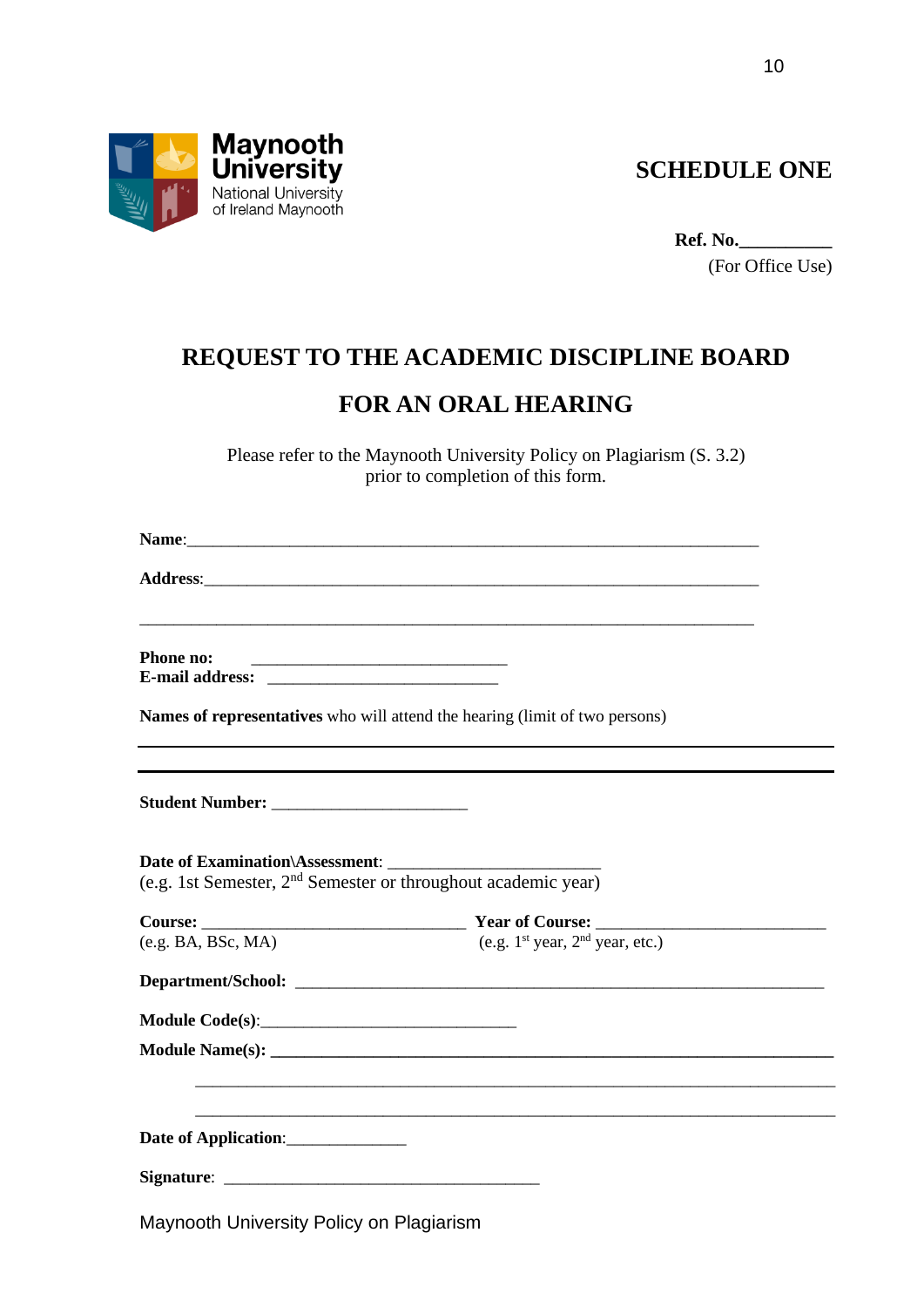Maynooth University
National University of Ireland Maynooth

## SCHEDULE ONE

**Ref. No.__________**
(For Office Use)

# REQUEST TO THE ACADEMIC DISCIPLINE BOARD

# FOR AN ORAL HEARING

Please refer to the Maynooth University Policy on Plagiarism (S. 3.2) prior to completion of this form.

**Name**:_______________________________________________________________

**Address**:_____________________________________________________________

________________________________________________________________________

**Phone no:** ______________________________
**E-mail address:** ___________________________

**Names of representatives** who will attend the hearing (limit of two persons)

________________________________________________________________________

________________________________________________________________________

**Student Number:** ______________________

**Date of Examination\Assessment**: ________________________
(e.g. 1st Semester, 2nd Semester or throughout academic year)

**Course:** ______________________________ **Year of Course:** __________________________
(e.g. BA, BSc, MA) (e.g. 1st year, 2nd year, etc.)

**Department/School:** _______________________________________________________________

**Module Code(s)**:_____________________________

**Module Name(s):** ___________________________________________________________________

________________________________________________________________________

________________________________________________________________________

**Date of Application**:______________

**Signature**: ____________________________________

Maynooth University Policy on Plagiarism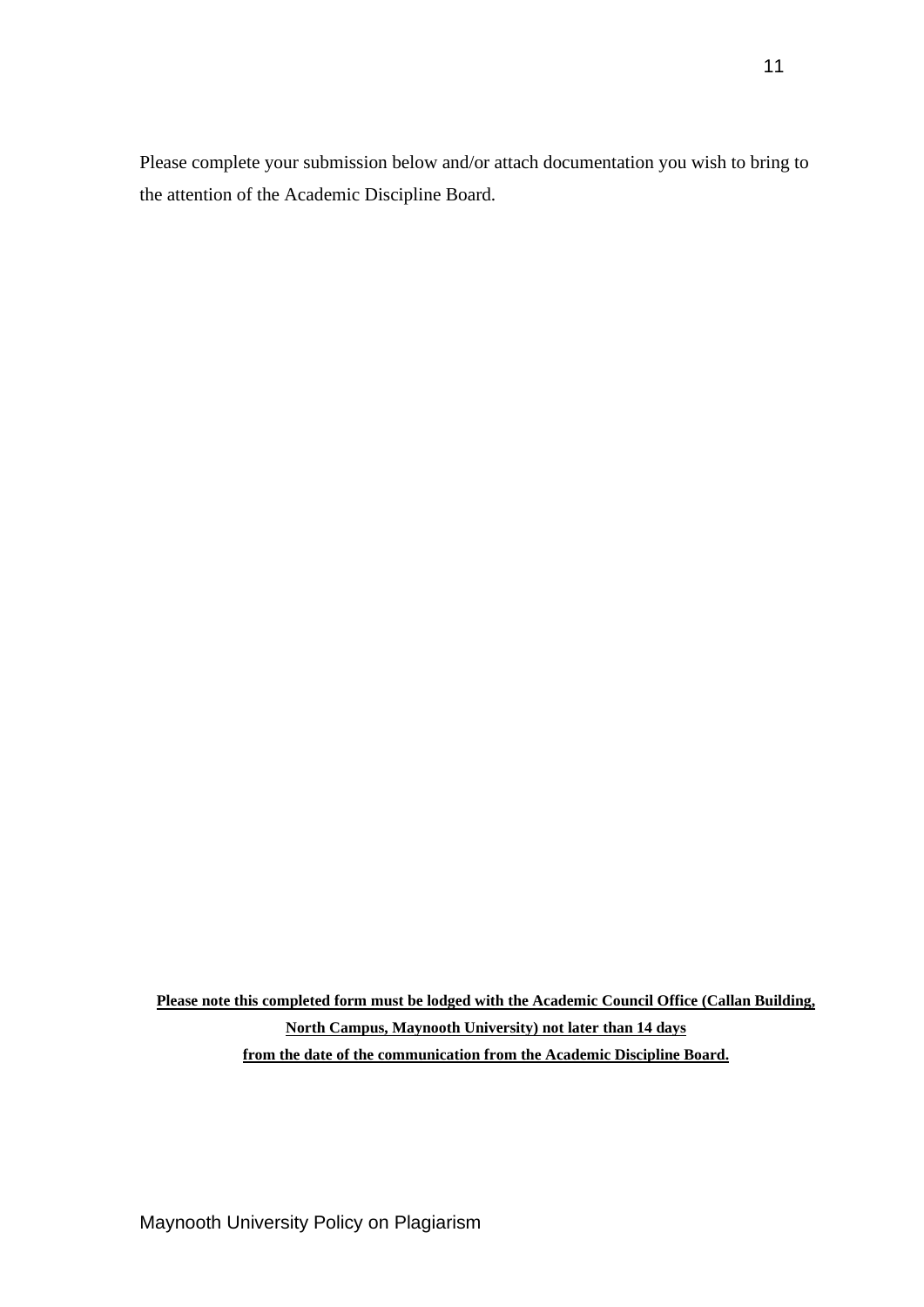Please complete your submission below and/or attach documentation you wish to bring to the attention of the Academic Discipline Board.

**Please note this completed form must be lodged with the Academic Council Office (Callan Building, North Campus, Maynooth University) not later than 14 days from the date of the communication from the Academic Discipline Board.**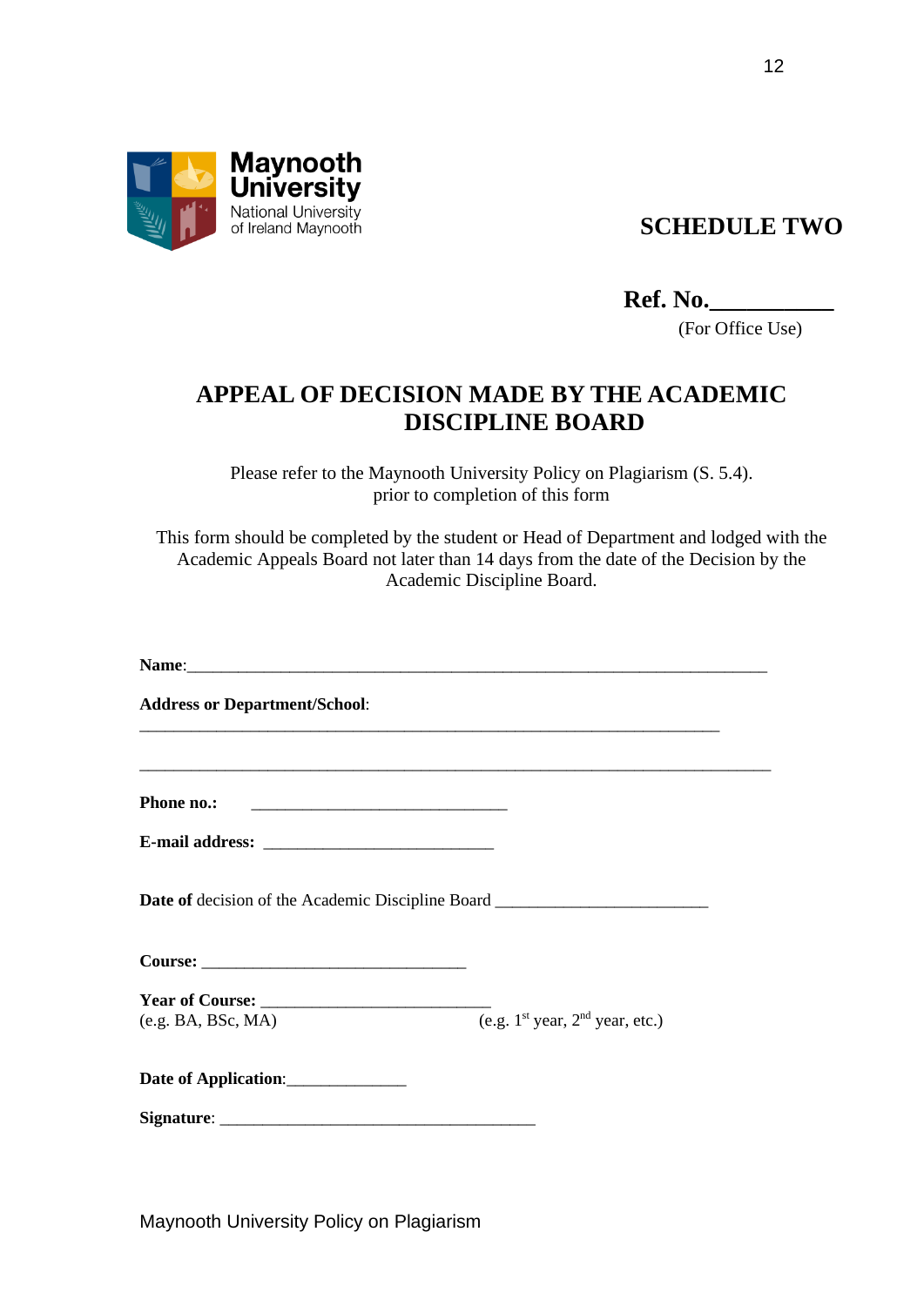Maynooth University
National University of Ireland Maynooth

**SCHEDULE TWO**

**Ref. No.__________**
(For Office Use)

# APPEAL OF DECISION MADE BY THE ACADEMIC DISCIPLINE BOARD

Please refer to the Maynooth University Policy on Plagiarism (S. 5.4).
prior to completion of this form

This form should be completed by the student or Head of Department and lodged with the Academic Appeals Board not later than 14 days from the date of the Decision by the Academic Discipline Board.

**Name**:______________________________________________________________

**Address or Department/School**:

_____________________________________________________________

______________________________________________________________

**Phone no.:** ___________________________

**E-mail address:** ________________________

**Date of** decision of the Academic Discipline Board ______________________

**Course:** ____________________________

**Year of Course:** ________________________

(e.g. BA, BSc, MA) (e.g. 1st year, 2nd year, etc.)

**Date of Application**:_____________

**Signature**: _________________________________

Maynooth University Policy on Plagiarism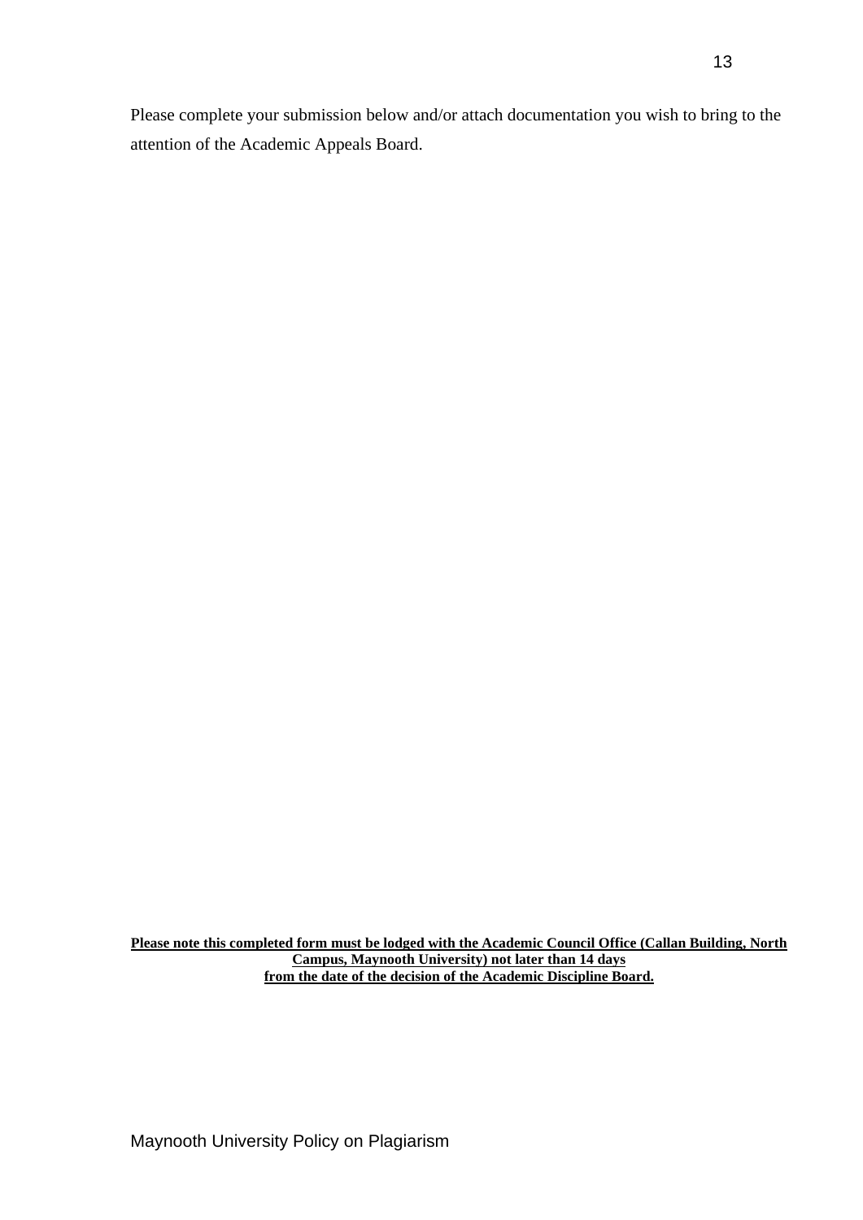Please complete your submission below and/or attach documentation you wish to bring to the attention of the Academic Appeals Board.

**Please note this completed form must be lodged with the Academic Council Office (Callan Building, North Campus, Maynooth University) not later than 14 days from the date of the decision of the Academic Discipline Board.**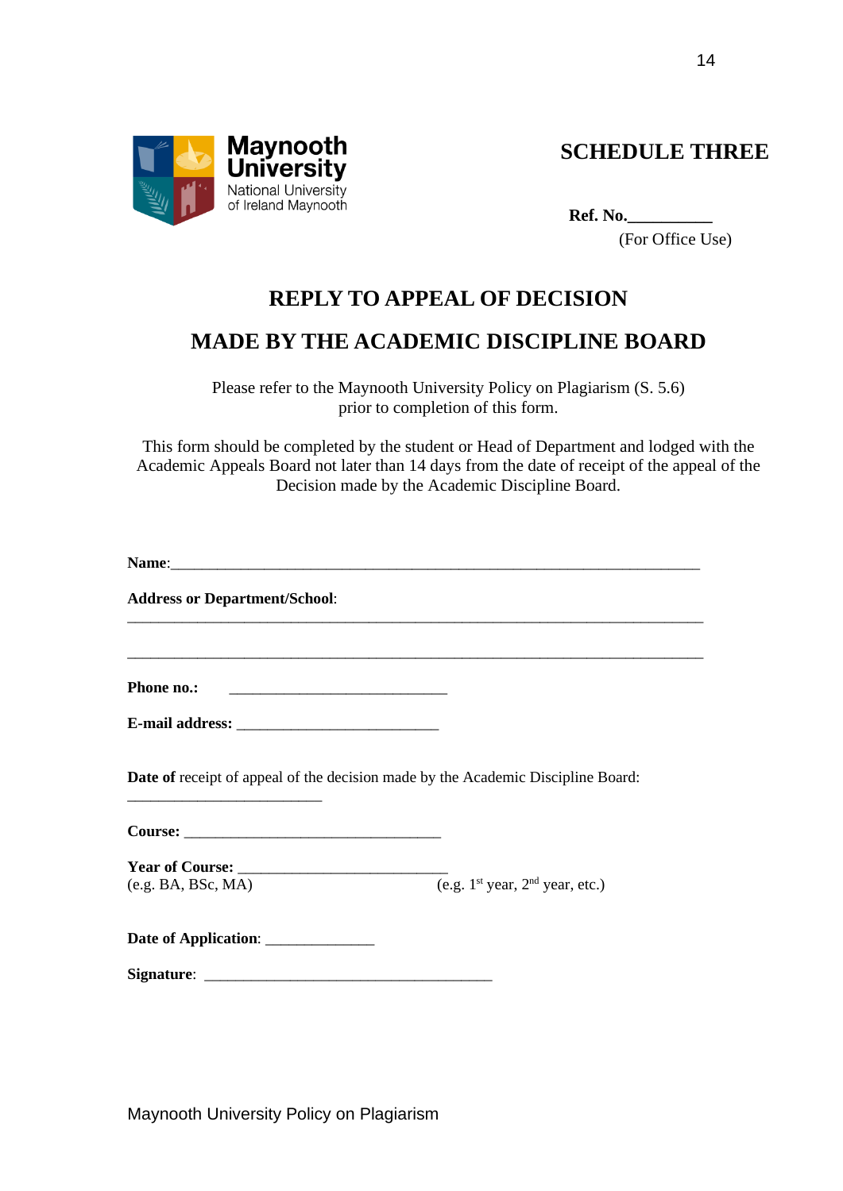Maynooth University
National University of Ireland Maynooth

## SCHEDULE THREE

**Ref. No.**__________
(For Office Use)

# REPLY TO APPEAL OF DECISION

# MADE BY THE ACADEMIC DISCIPLINE BOARD

Please refer to the Maynooth University Policy on Plagiarism (S. 5.6) prior to completion of this form.

This form should be completed by the student or Head of Department and lodged with the Academic Appeals Board not later than 14 days from the date of receipt of the appeal of the Decision made by the Academic Discipline Board.

**Name**:___________________________________________________________________

**Address or Department/School**:

___________________________________________________________________________

___________________________________________________________________________

**Phone no.:** ____________________________

**E-mail address:** __________________________

**Date of** receipt of appeal of the decision made by the Academic Discipline Board:

_________________________

**Course:** _________________________________

**Year of Course:** ___________________________

(e.g. BA, BSc, MA) (e.g. 1st year, 2nd year, etc.)

**Date of Application**: ______________

**Signature**: _____________________________________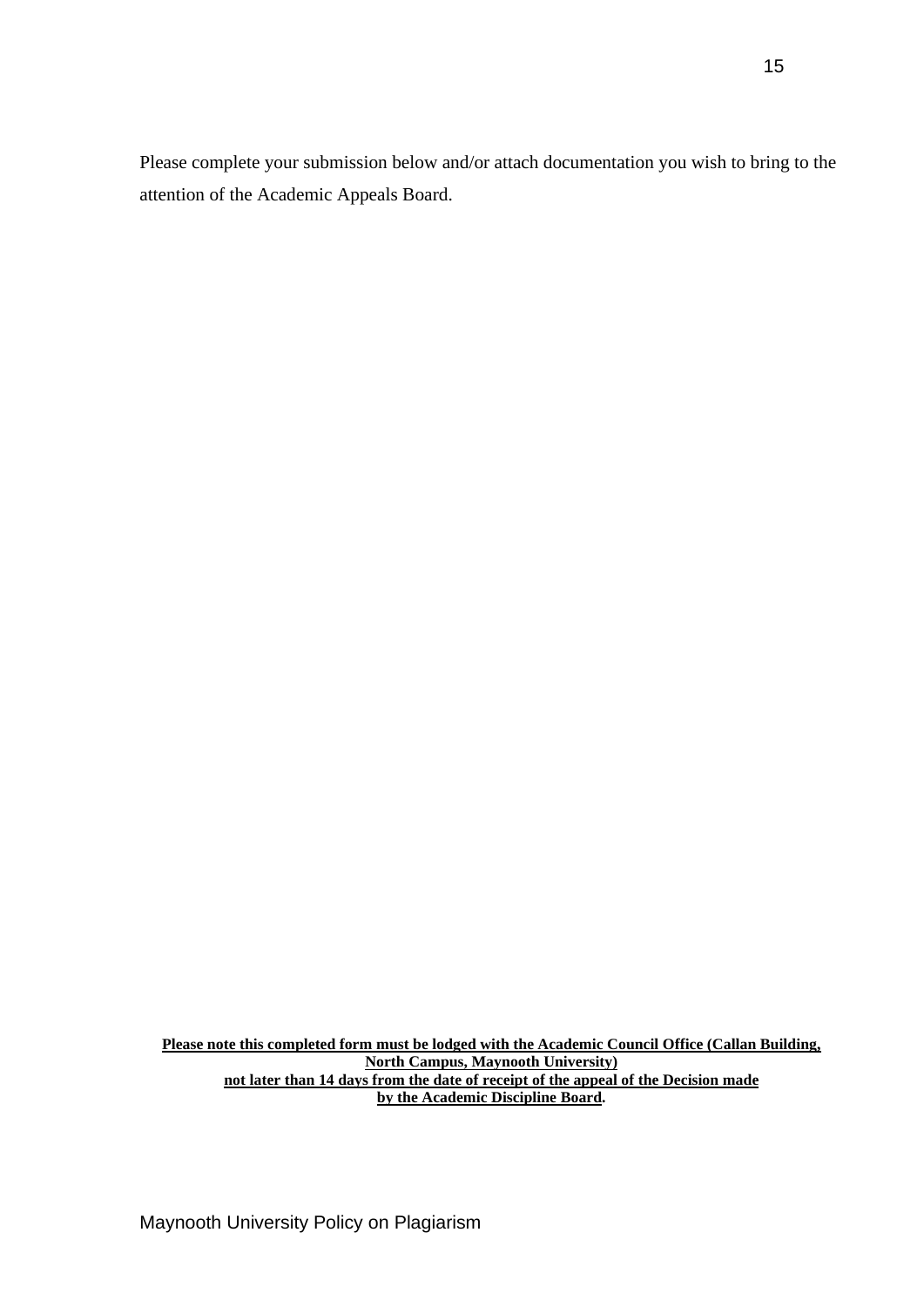Please complete your submission below and/or attach documentation you wish to bring to the attention of the Academic Appeals Board.

**<u>Please note this completed form must be lodged with the Academic Council Office (Callan Building, North Campus, Maynooth University) not later than 14 days from the date of receipt of the appeal of the Decision made by the Academic Discipline Board</u>.**